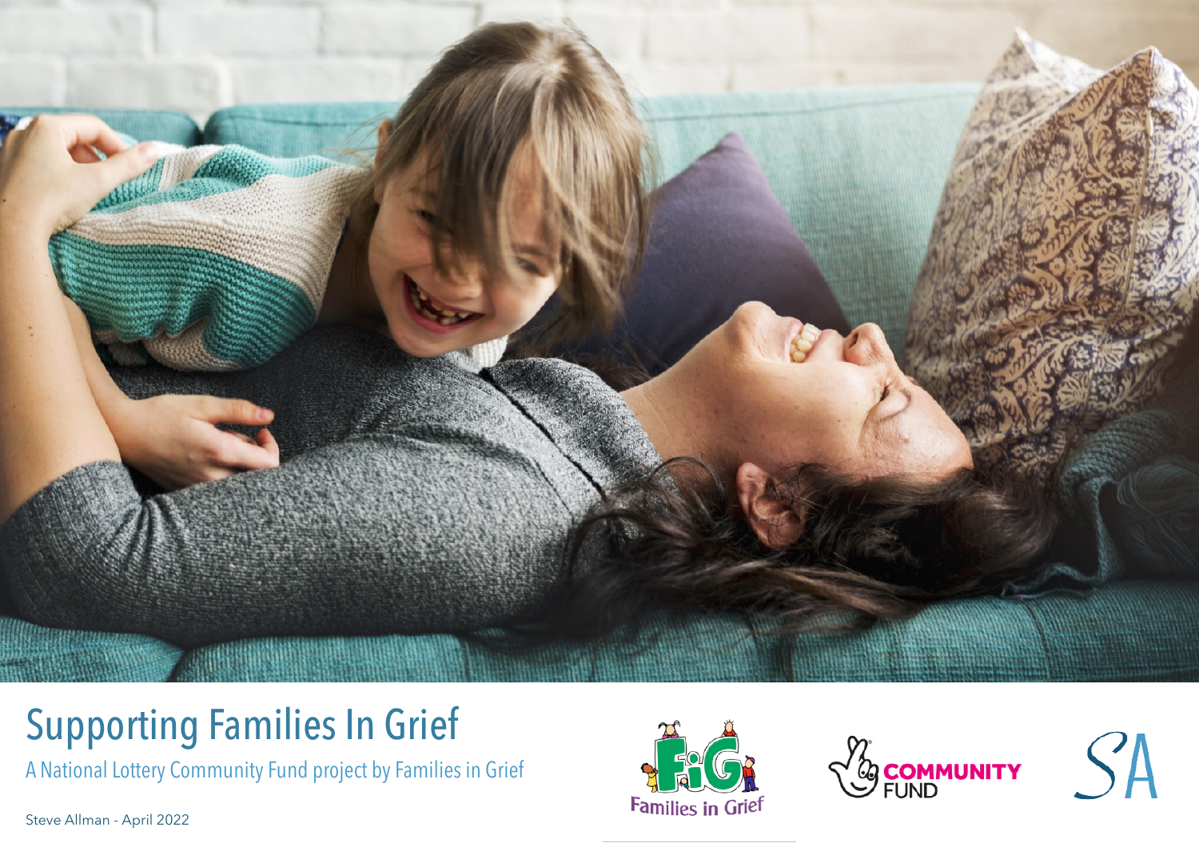# Supporting Families In Grief

A National Lottery Community Fund project by Families in Grief

Steve Allman - April 2022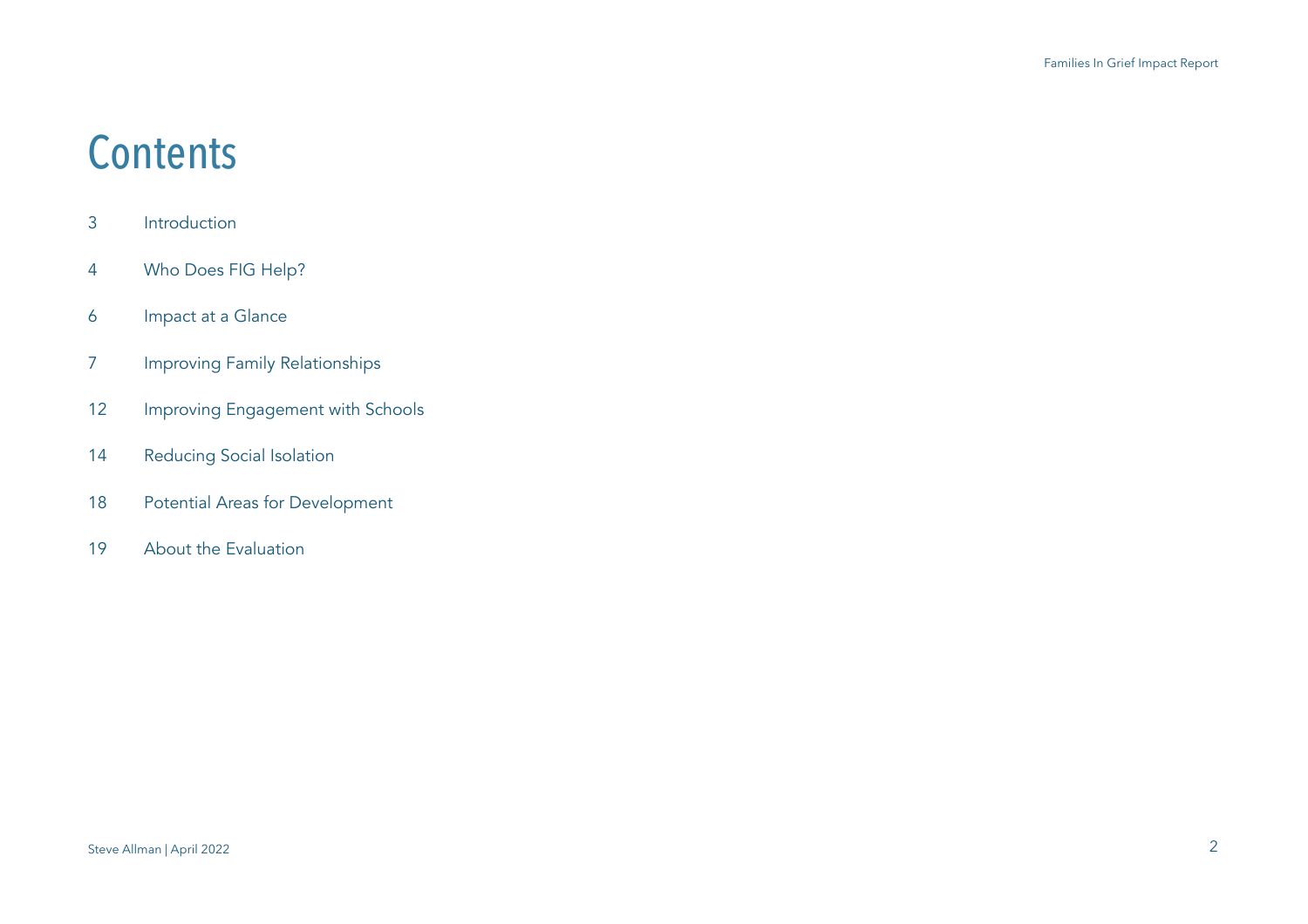# Contents

| | |
|---|---|
| 3 | Introduction |
| 4 | Who Does FIG Help? |
| 6 | Impact at a Glance |
| 7 | Improving Family Relationships |
| 12 | Improving Engagement with Schools |
| 14 | Reducing Social Isolation |
| 18 | Potential Areas for Development |
| 19 | About the Evaluation |

Steve Allman | April 2022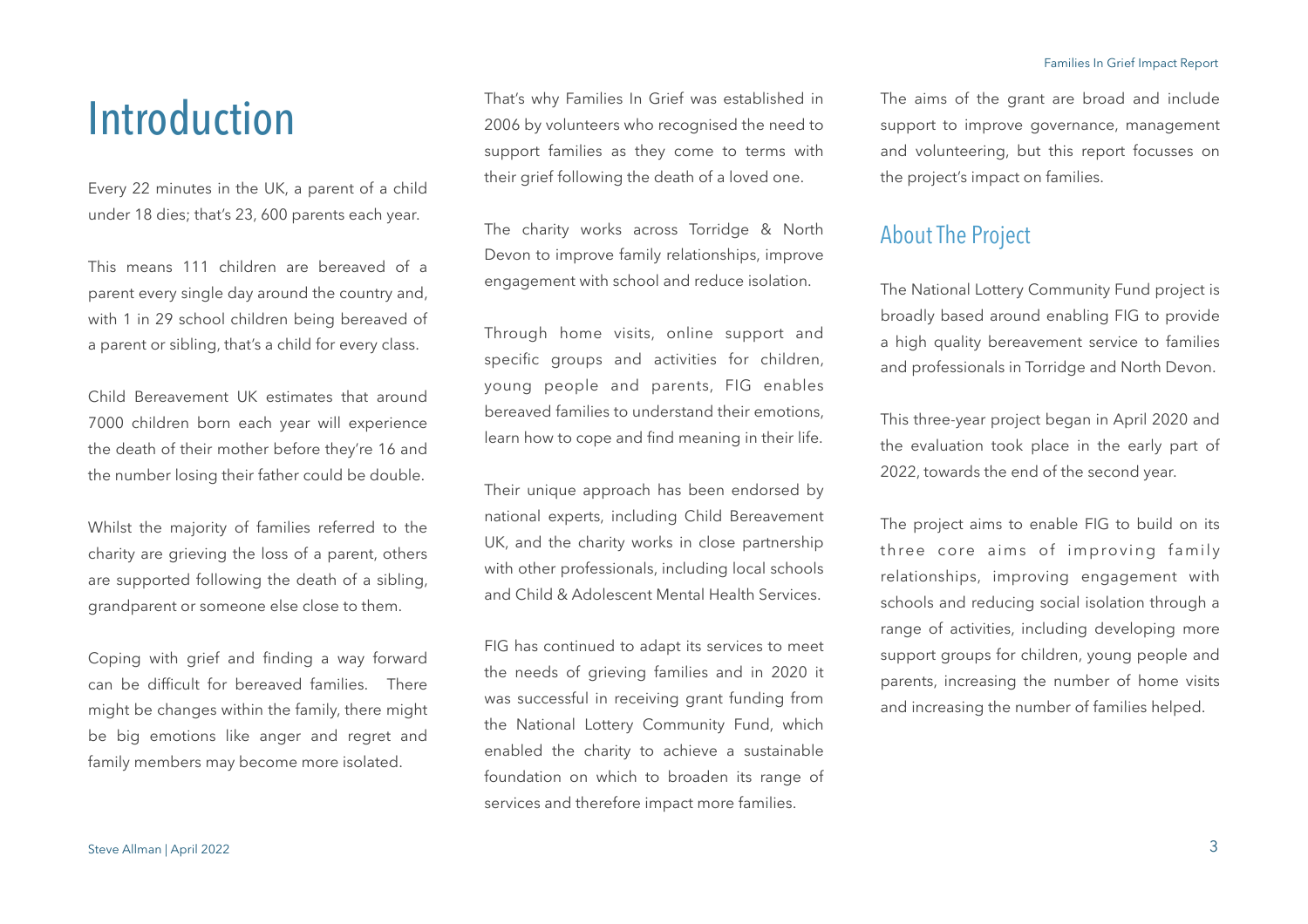# Introduction

Every 22 minutes in the UK, a parent of a child under 18 dies; that's 23, 600 parents each year.

This means 111 children are bereaved of a parent every single day around the country and, with 1 in 29 school children being bereaved of a parent or sibling, that's a child for every class.

Child Bereavement UK estimates that around 7000 children born each year will experience the death of their mother before they're 16 and the number losing their father could be double.

Whilst the majority of families referred to the charity are grieving the loss of a parent, others are supported following the death of a sibling, grandparent or someone else close to them.

Coping with grief and finding a way forward can be difficult for bereaved families. There might be changes within the family, there might be big emotions like anger and regret and family members may become more isolated.

That's why Families In Grief was established in 2006 by volunteers who recognised the need to support families as they come to terms with their grief following the death of a loved one.

The charity works across Torridge & North Devon to improve family relationships, improve engagement with school and reduce isolation.

Through home visits, online support and specific groups and activities for children, young people and parents, FIG enables bereaved families to understand their emotions, learn how to cope and find meaning in their life.

Their unique approach has been endorsed by national experts, including Child Bereavement UK, and the charity works in close partnership with other professionals, including local schools and Child & Adolescent Mental Health Services.

FIG has continued to adapt its services to meet the needs of grieving families and in 2020 it was successful in receiving grant funding from the National Lottery Community Fund, which enabled the charity to achieve a sustainable foundation on which to broaden its range of services and therefore impact more families.

The aims of the grant are broad and include support to improve governance, management and volunteering, but this report focusses on the project's impact on families.

## About The Project

The National Lottery Community Fund project is broadly based around enabling FIG to provide a high quality bereavement service to families and professionals in Torridge and North Devon.

This three-year project began in April 2020 and the evaluation took place in the early part of 2022, towards the end of the second year.

The project aims to enable FIG to build on its three core aims of improving family relationships, improving engagement with schools and reducing social isolation through a range of activities, including developing more support groups for children, young people and parents, increasing the number of home visits and increasing the number of families helped.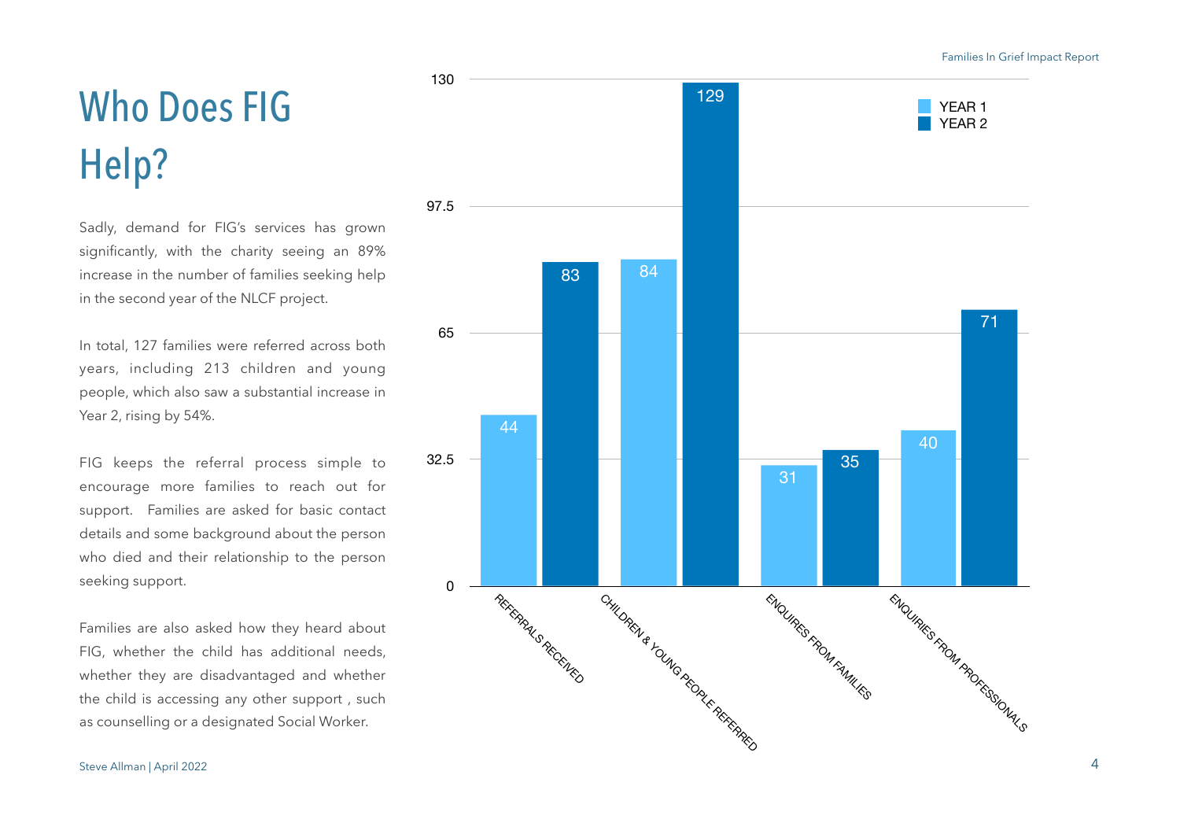# Who Does FIG Help?

Sadly, demand for FIG's services has grown significantly, with the charity seeing an 89% increase in the number of families seeking help in the second year of the NLCF project.

In total, 127 families were referred across both years, including 213 children and young people, which also saw a substantial increase in Year 2, rising by 54%.

FIG keeps the referral process simple to encourage more families to reach out for support. Families are asked for basic contact details and some background about the person who died and their relationship to the person seeking support.

Families are also asked how they heard about FIG, whether the child has additional needs, whether they are disadvantaged and whether the child is accessing any other support , such as counselling or a designated Social Worker.

| | YEAR 1 | YEAR 2 |
|---|---|---|
| REFERRALS RECEIVED | 44 | 83 |
| CHILDREN & YOUNG PEOPLE REFERRED | 84 | 129 |
| ENQUIRES FROM FAMILIES | 31 | 35 |
| ENQUIRIES FROM PROFESSIONALS | 40 | 71 |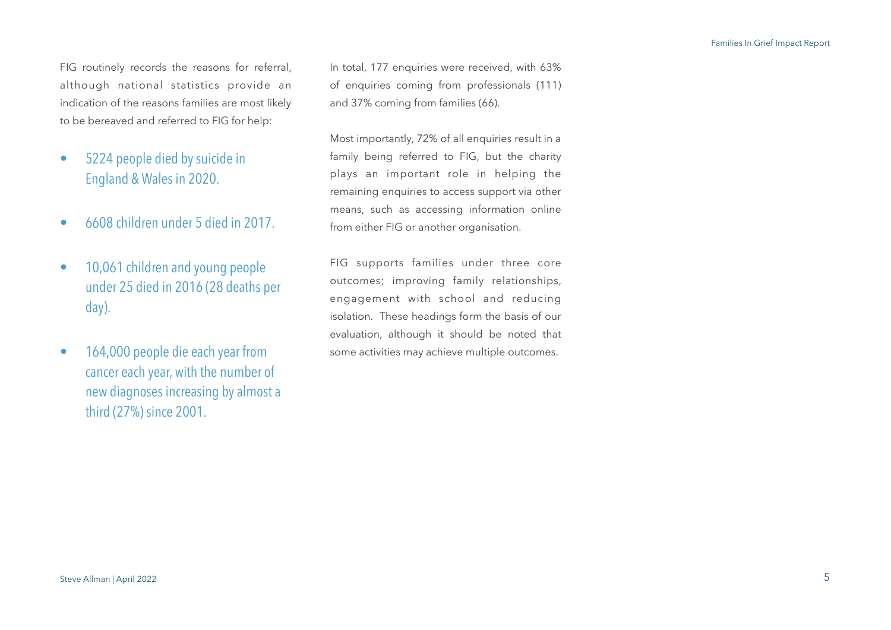FIG routinely records the reasons for referral, although national statistics provide an indication of the reasons families are most likely to be bereaved and referred to FIG for help:

- 5224 people died by suicide in England & Wales in 2020.
- 6608 children under 5 died in 2017.
- 10,061 children and young people under 25 died in 2016 (28 deaths per day).
- 164,000 people die each year from cancer each year, with the number of new diagnoses increasing by almost a third (27%) since 2001.

In total, 177 enquiries were received, with 63% of enquiries coming from professionals (111) and 37% coming from families (66).

Most importantly, 72% of all enquiries result in a family being referred to FIG, but the charity plays an important role in helping the remaining enquiries to access support via other means, such as accessing information online from either FIG or another organisation.

FIG supports families under three core outcomes; improving family relationships, engagement with school and reducing isolation. These headings form the basis of our evaluation, although it should be noted that some activities may achieve multiple outcomes.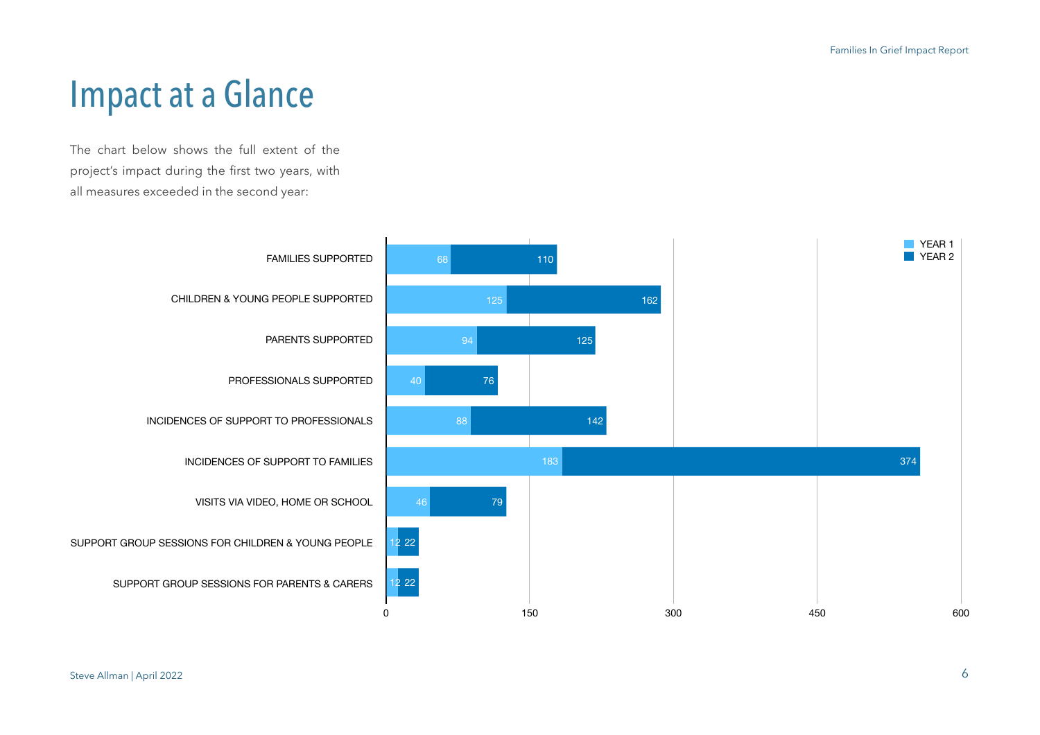# Impact at a Glance

The chart below shows the full extent of the project's impact during the first two years, with all measures exceeded in the second year:

| Measure | Year 1 | Year 2 |
|---|---|---|
| FAMILIES SUPPORTED | 68 | 110 |
| CHILDREN & YOUNG PEOPLE SUPPORTED | 125 | 162 |
| PARENTS SUPPORTED | 94 | 125 |
| PROFESSIONALS SUPPORTED | 40 | 76 |
| INCIDENCES OF SUPPORT TO PROFESSIONALS | 88 | 142 |
| INCIDENCES OF SUPPORT TO FAMILIES | 183 | 374 |
| VISITS VIA VIDEO, HOME OR SCHOOL | 46 | 79 |
| SUPPORT GROUP SESSIONS FOR CHILDREN & YOUNG PEOPLE | 12 | 22 |
| SUPPORT GROUP SESSIONS FOR PARENTS & CARERS | 12 | 22 |

Steve Allman | April 2022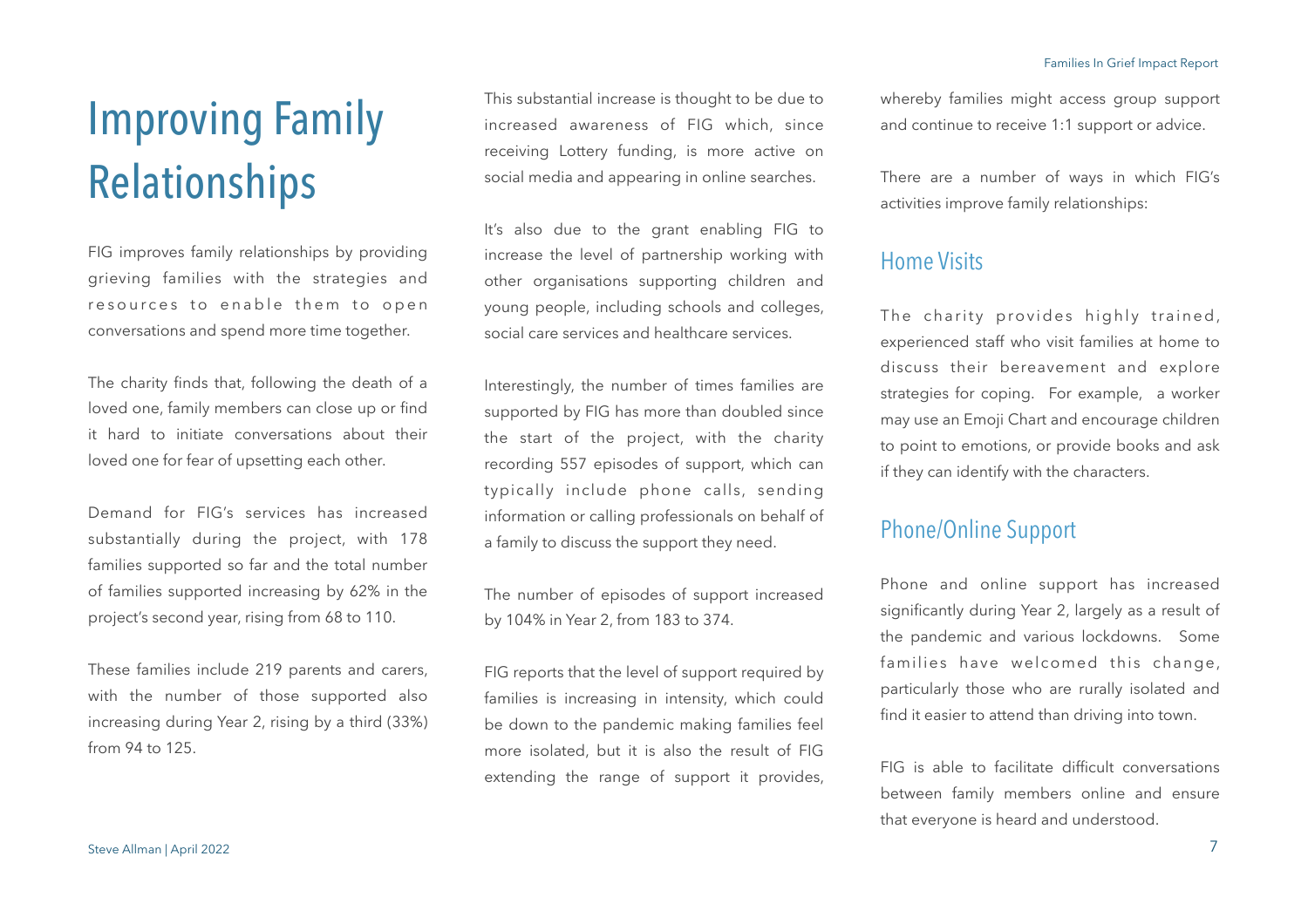# Improving Family Relationships

FIG improves family relationships by providing grieving families with the strategies and resources to enable them to open conversations and spend more time together.

The charity finds that, following the death of a loved one, family members can close up or find it hard to initiate conversations about their loved one for fear of upsetting each other.

Demand for FIG's services has increased substantially during the project, with 178 families supported so far and the total number of families supported increasing by 62% in the project's second year, rising from 68 to 110.

These families include 219 parents and carers, with the number of those supported also increasing during Year 2, rising by a third (33%) from 94 to 125.

This substantial increase is thought to be due to increased awareness of FIG which, since receiving Lottery funding, is more active on social media and appearing in online searches.

It's also due to the grant enabling FIG to increase the level of partnership working with other organisations supporting children and young people, including schools and colleges, social care services and healthcare services.

Interestingly, the number of times families are supported by FIG has more than doubled since the start of the project, with the charity recording 557 episodes of support, which can typically include phone calls, sending information or calling professionals on behalf of a family to discuss the support they need.

The number of episodes of support increased by 104% in Year 2, from 183 to 374.

FIG reports that the level of support required by families is increasing in intensity, which could be down to the pandemic making families feel more isolated, but it is also the result of FIG extending the range of support it provides, whereby families might access group support and continue to receive 1:1 support or advice.

There are a number of ways in which FIG's activities improve family relationships:

## Home Visits

The charity provides highly trained, experienced staff who visit families at home to discuss their bereavement and explore strategies for coping. For example, a worker may use an Emoji Chart and encourage children to point to emotions, or provide books and ask if they can identify with the characters.

## Phone/Online Support

Phone and online support has increased significantly during Year 2, largely as a result of the pandemic and various lockdowns. Some families have welcomed this change, particularly those who are rurally isolated and find it easier to attend than driving into town.

FIG is able to facilitate difficult conversations between family members online and ensure that everyone is heard and understood.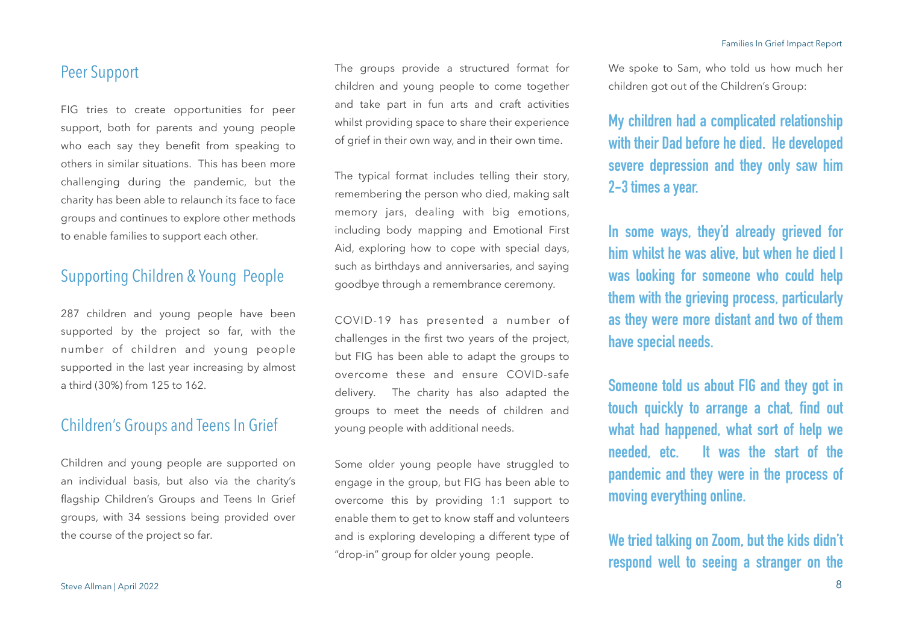## Peer Support

FIG tries to create opportunities for peer support, both for parents and young people who each say they benefit from speaking to others in similar situations. This has been more challenging during the pandemic, but the charity has been able to relaunch its face to face groups and continues to explore other methods to enable families to support each other.

## Supporting Children & Young People

287 children and young people have been supported by the project so far, with the number of children and young people supported in the last year increasing by almost a third (30%) from 125 to 162.

## Children's Groups and Teens In Grief

Children and young people are supported on an individual basis, but also via the charity's flagship Children's Groups and Teens In Grief groups, with 34 sessions being provided over the course of the project so far.

The groups provide a structured format for children and young people to come together and take part in fun arts and craft activities whilst providing space to share their experience of grief in their own way, and in their own time.

The typical format includes telling their story, remembering the person who died, making salt memory jars, dealing with big emotions, including body mapping and Emotional First Aid, exploring how to cope with special days, such as birthdays and anniversaries, and saying goodbye through a remembrance ceremony.

COVID-19 has presented a number of challenges in the first two years of the project, but FIG has been able to adapt the groups to overcome these and ensure COVID-safe delivery. The charity has also adapted the groups to meet the needs of children and young people with additional needs.

Some older young people have struggled to engage in the group, but FIG has been able to overcome this by providing 1:1 support to enable them to get to know staff and volunteers and is exploring developing a different type of "drop-in" group for older young people.

We spoke to Sam, who told us how much her children got out of the Children's Group:

**My children had a complicated relationship with their Dad before he died. He developed severe depression and they only saw him 2-3 times a year.**

**In some ways, they'd already grieved for him whilst he was alive, but when he died I was looking for someone who could help them with the grieving process, particularly as they were more distant and two of them have special needs.**

**Someone told us about FIG and they got in touch quickly to arrange a chat, find out what had happened, what sort of help we needed, etc. It was the start of the pandemic and they were in the process of moving everything online.**

**We tried talking on Zoom, but the kids didn't respond well to seeing a stranger on the**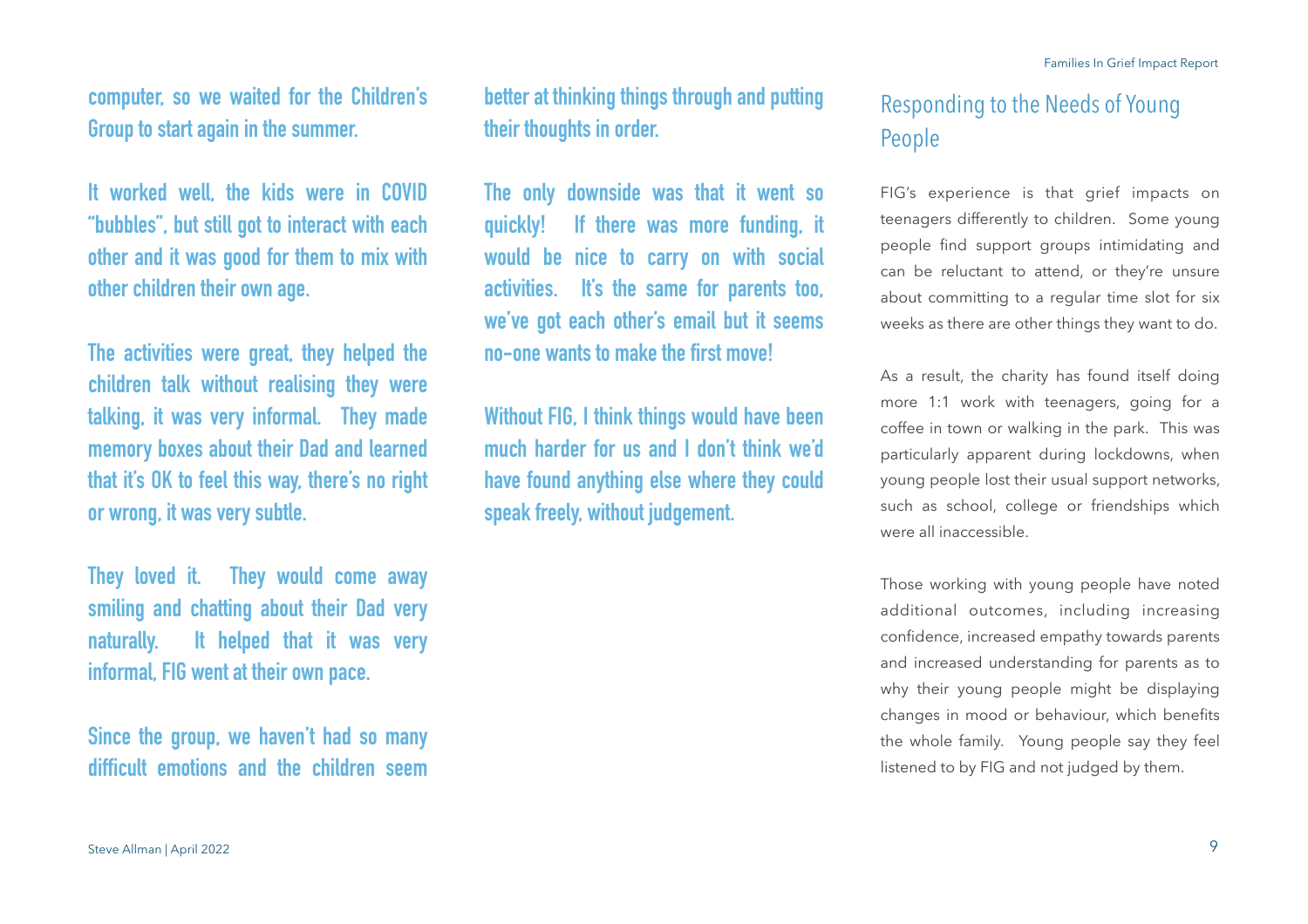**computer, so we waited for the Children's Group to start again in the summer.**

**It worked well, the kids were in COVID "bubbles", but still got to interact with each other and it was good for them to mix with other children their own age.**

**The activities were great, they helped the children talk without realising they were talking, it was very informal. They made memory boxes about their Dad and learned that it's OK to feel this way, there's no right or wrong, it was very subtle.**

**They loved it. They would come away smiling and chatting about their Dad very naturally. It helped that it was very informal, FIG went at their own pace.**

**Since the group, we haven't had so many difficult emotions and the children seem better at thinking things through and putting their thoughts in order.**

**The only downside was that it went so quickly! If there was more funding, it would be nice to carry on with social activities. It's the same for parents too, we've got each other's email but it seems no-one wants to make the first move!**

**Without FIG, I think things would have been much harder for us and I don't think we'd have found anything else where they could speak freely, without judgement.**

## Responding to the Needs of Young People

FIG's experience is that grief impacts on teenagers differently to children. Some young people find support groups intimidating and can be reluctant to attend, or they're unsure about committing to a regular time slot for six weeks as there are other things they want to do.

As a result, the charity has found itself doing more 1:1 work with teenagers, going for a coffee in town or walking in the park. This was particularly apparent during lockdowns, when young people lost their usual support networks, such as school, college or friendships which were all inaccessible.

Those working with young people have noted additional outcomes, including increasing confidence, increased empathy towards parents and increased understanding for parents as to why their young people might be displaying changes in mood or behaviour, which benefits the whole family. Young people say they feel listened to by FIG and not judged by them.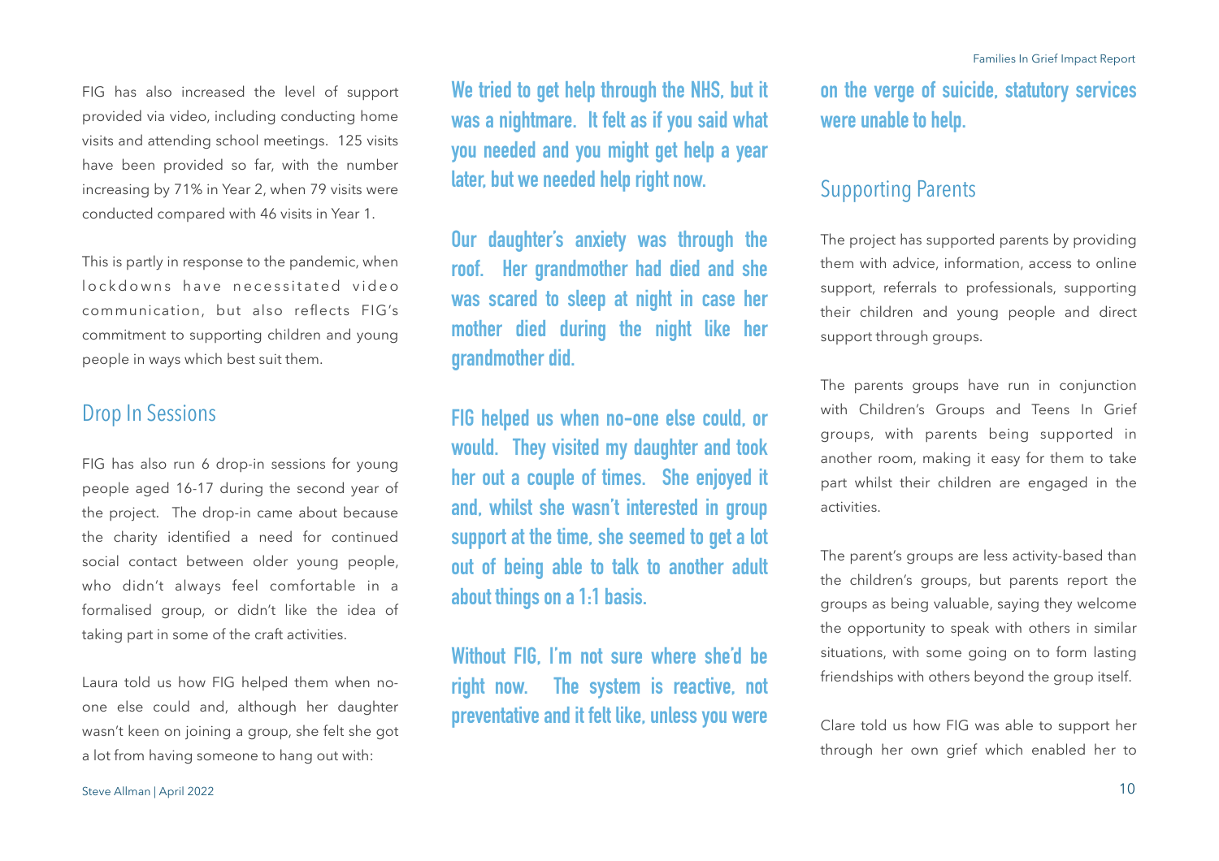FIG has also increased the level of support provided via video, including conducting home visits and attending school meetings. 125 visits have been provided so far, with the number increasing by 71% in Year 2, when 79 visits were conducted compared with 46 visits in Year 1.

This is partly in response to the pandemic, when lockdowns have necessitated video communication, but also reflects FIG's commitment to supporting children and young people in ways which best suit them.

## Drop In Sessions

FIG has also run 6 drop-in sessions for young people aged 16-17 during the second year of the project. The drop-in came about because the charity identified a need for continued social contact between older young people, who didn't always feel comfortable in a formalised group, or didn't like the idea of taking part in some of the craft activities.

Laura told us how FIG helped them when no-one else could and, although her daughter wasn't keen on joining a group, she felt she got a lot from having someone to hang out with:

> **We tried to get help through the NHS, but it was a nightmare. It felt as if you said what you needed and you might get help a year later, but we needed help right now.**
>
> **Our daughter's anxiety was through the roof. Her grandmother had died and she was scared to sleep at night in case her mother died during the night like her grandmother did.**
>
> **FIG helped us when no-one else could, or would. They visited my daughter and took her out a couple of times. She enjoyed it and, whilst she wasn't interested in group support at the time, she seemed to get a lot out of being able to talk to another adult about things on a 1:1 basis.**
>
> **Without FIG, I'm not sure where she'd be right now. The system is reactive, not preventative and it felt like, unless you were on the verge of suicide, statutory services were unable to help.**

## Supporting Parents

The project has supported parents by providing them with advice, information, access to online support, referrals to professionals, supporting their children and young people and direct support through groups.

The parents groups have run in conjunction with Children's Groups and Teens In Grief groups, with parents being supported in another room, making it easy for them to take part whilst their children are engaged in the activities.

The parent's groups are less activity-based than the children's groups, but parents report the groups as being valuable, saying they welcome the opportunity to speak with others in similar situations, with some going on to form lasting friendships with others beyond the group itself.

Clare told us how FIG was able to support her through her own grief which enabled her to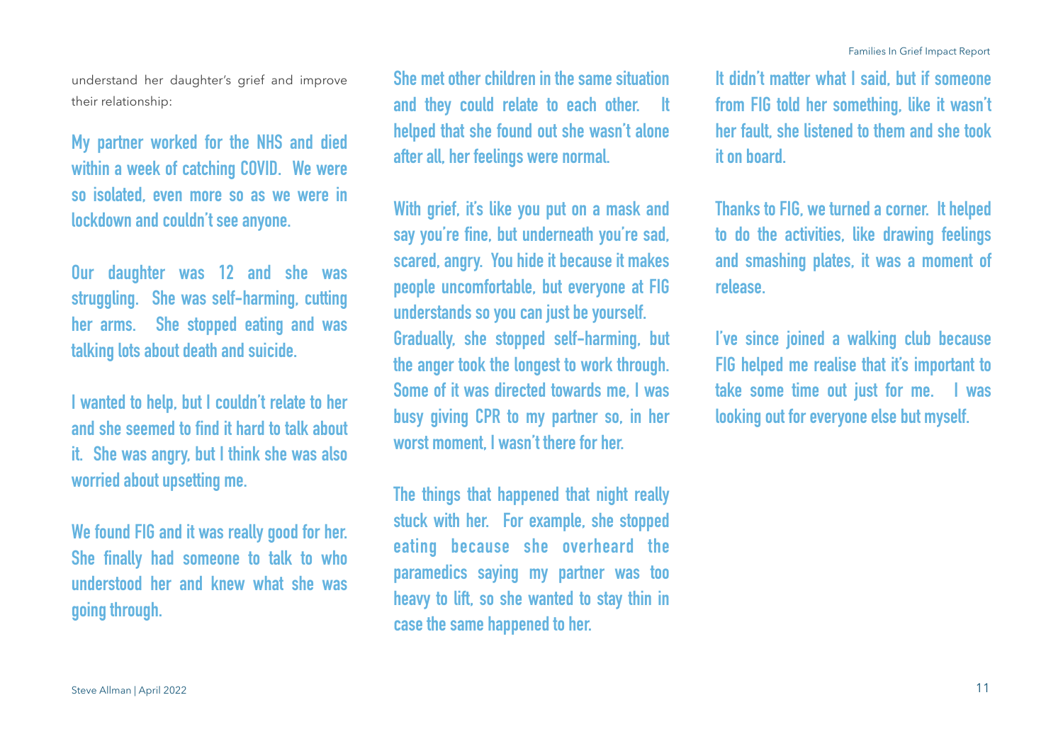understand her daughter's grief and improve their relationship:

**My partner worked for the NHS and died within a week of catching COVID. We were so isolated, even more so as we were in lockdown and couldn't see anyone.**

**Our daughter was 12 and she was struggling. She was self-harming, cutting her arms. She stopped eating and was talking lots about death and suicide.**

**I wanted to help, but I couldn't relate to her and she seemed to find it hard to talk about it. She was angry, but I think she was also worried about upsetting me.**

**We found FIG and it was really good for her. She finally had someone to talk to who understood her and knew what she was going through.**

**She met other children in the same situation and they could relate to each other. It helped that she found out she wasn't alone after all, her feelings were normal.**

**With grief, it's like you put on a mask and say you're fine, but underneath you're sad, scared, angry. You hide it because it makes people uncomfortable, but everyone at FIG understands so you can just be yourself. Gradually, she stopped self-harming, but the anger took the longest to work through. Some of it was directed towards me, I was busy giving CPR to my partner so, in her worst moment, I wasn't there for her.**

**The things that happened that night really stuck with her. For example, she stopped eating because she overheard the paramedics saying my partner was too heavy to lift, so she wanted to stay thin in case the same happened to her.**

**It didn't matter what I said, but if someone from FIG told her something, like it wasn't her fault, she listened to them and she took it on board.**

**Thanks to FIG, we turned a corner. It helped to do the activities, like drawing feelings and smashing plates, it was a moment of release.**

**I've since joined a walking club because FIG helped me realise that it's important to take some time out just for me. I was looking out for everyone else but myself.**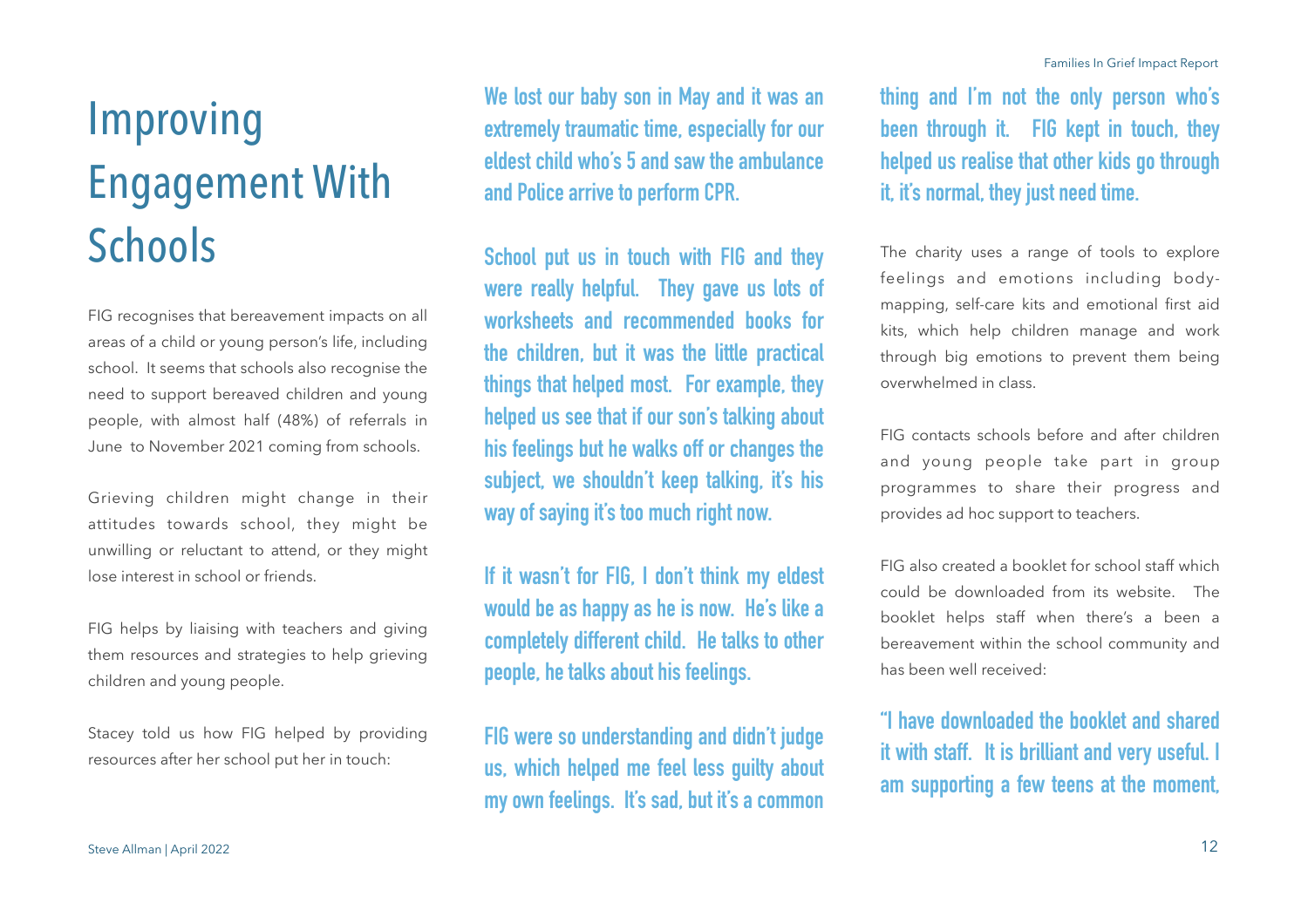# Improving Engagement With Schools

FIG recognises that bereavement impacts on all areas of a child or young person's life, including school. It seems that schools also recognise the need to support bereaved children and young people, with almost half (48%) of referrals in June to November 2021 coming from schools.

Grieving children might change in their attitudes towards school, they might be unwilling or reluctant to attend, or they might lose interest in school or friends.

FIG helps by liaising with teachers and giving them resources and strategies to help grieving children and young people.

Stacey told us how FIG helped by providing resources after her school put her in touch:

**We lost our baby son in May and it was an extremely traumatic time, especially for our eldest child who's 5 and saw the ambulance and Police arrive to perform CPR.**

**School put us in touch with FIG and they were really helpful. They gave us lots of worksheets and recommended books for the children, but it was the little practical things that helped most. For example, they helped us see that if our son's talking about his feelings but he walks off or changes the subject, we shouldn't keep talking, it's his way of saying it's too much right now.**

**If it wasn't for FIG, I don't think my eldest would be as happy as he is now. He's like a completely different child. He talks to other people, he talks about his feelings.**

**FIG were so understanding and didn't judge us, which helped me feel less guilty about my own feelings. It's sad, but it's a common thing and I'm not the only person who's been through it. FIG kept in touch, they helped us realise that other kids go through it, it's normal, they just need time.**

The charity uses a range of tools to explore feelings and emotions including body-mapping, self-care kits and emotional first aid kits, which help children manage and work through big emotions to prevent them being overwhelmed in class.

FIG contacts schools before and after children and young people take part in group programmes to share their progress and provides ad hoc support to teachers.

FIG also created a booklet for school staff which could be downloaded from its website. The booklet helps staff when there's a been a bereavement within the school community and has been well received:

**"I have downloaded the booklet and shared it with staff. It is brilliant and very useful. I am supporting a few teens at the moment,**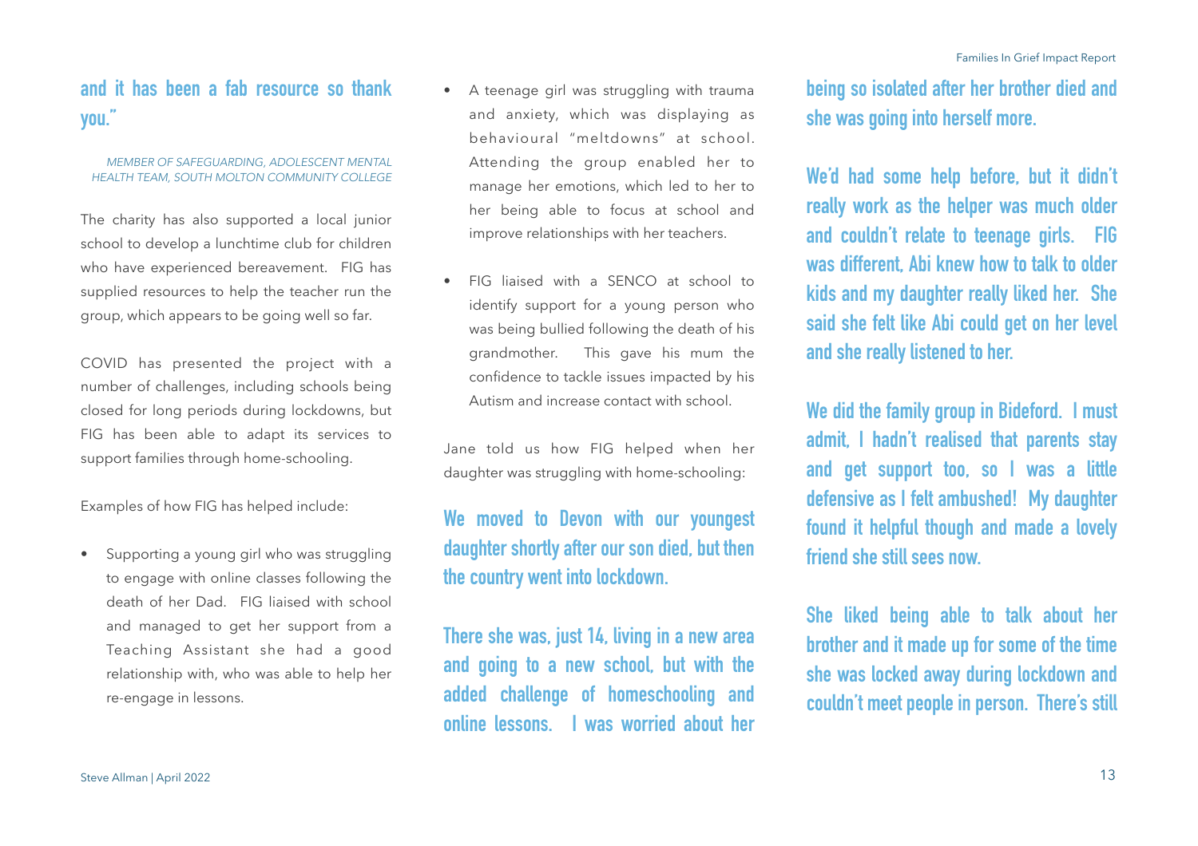**and it has been a fab resource so thank you."**

*MEMBER OF SAFEGUARDING, ADOLESCENT MENTAL HEALTH TEAM, SOUTH MOLTON COMMUNITY COLLEGE*

The charity has also supported a local junior school to develop a lunchtime club for children who have experienced bereavement. FIG has supplied resources to help the teacher run the group, which appears to be going well so far.

COVID has presented the project with a number of challenges, including schools being closed for long periods during lockdowns, but FIG has been able to adapt its services to support families through home-schooling.

Examples of how FIG has helped include:

- Supporting a young girl who was struggling to engage with online classes following the death of her Dad. FIG liaised with school and managed to get her support from a Teaching Assistant she had a good relationship with, who was able to help her re-engage in lessons.
- A teenage girl was struggling with trauma and anxiety, which was displaying as behavioural "meltdowns" at school. Attending the group enabled her to manage her emotions, which led to her to her being able to focus at school and improve relationships with her teachers.
- FIG liaised with a SENCO at school to identify support for a young person who was being bullied following the death of his grandmother. This gave his mum the confidence to tackle issues impacted by his Autism and increase contact with school.

Jane told us how FIG helped when her daughter was struggling with home-schooling:

**We moved to Devon with our youngest daughter shortly after our son died, but then the country went into lockdown.**

**There she was, just 14, living in a new area and going to a new school, but with the added challenge of homeschooling and online lessons. I was worried about her being so isolated after her brother died and she was going into herself more.**

**We'd had some help before, but it didn't really work as the helper was much older and couldn't relate to teenage girls. FIG was different, Abi knew how to talk to older kids and my daughter really liked her. She said she felt like Abi could get on her level and she really listened to her.**

**We did the family group in Bideford. I must admit, I hadn't realised that parents stay and get support too, so I was a little defensive as I felt ambushed! My daughter found it helpful though and made a lovely friend she still sees now.**

**She liked being able to talk about her brother and it made up for some of the time she was locked away during lockdown and couldn't meet people in person. There's still**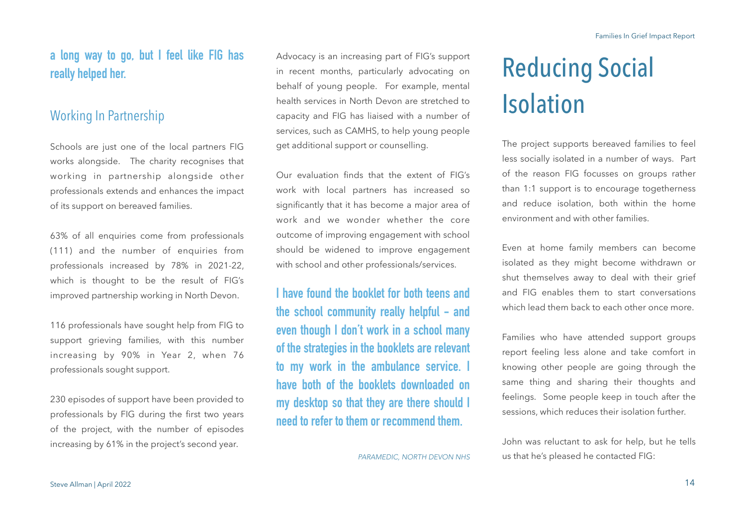**a long way to go, but I feel like FIG has really helped her.**

## Working In Partnership

Schools are just one of the local partners FIG works alongside. The charity recognises that working in partnership alongside other professionals extends and enhances the impact of its support on bereaved families.

63% of all enquiries come from professionals (111) and the number of enquiries from professionals increased by 78% in 2021-22, which is thought to be the result of FIG's improved partnership working in North Devon.

116 professionals have sought help from FIG to support grieving families, with this number increasing by 90% in Year 2, when 76 professionals sought support.

230 episodes of support have been provided to professionals by FIG during the first two years of the project, with the number of episodes increasing by 61% in the project's second year.

Advocacy is an increasing part of FIG's support in recent months, particularly advocating on behalf of young people. For example, mental health services in North Devon are stretched to capacity and FIG has liaised with a number of services, such as CAMHS, to help young people get additional support or counselling.

Our evaluation finds that the extent of FIG's work with local partners has increased so significantly that it has become a major area of work and we wonder whether the core outcome of improving engagement with school should be widened to improve engagement with school and other professionals/services.

**I have found the booklet for both teens and the school community really helpful – and even though I don't work in a school many of the strategies in the booklets are relevant to my work in the ambulance service. I have both of the booklets downloaded on my desktop so that they are there should I need to refer to them or recommend them.**

*PARAMEDIC, NORTH DEVON NHS*

# Reducing Social Isolation

The project supports bereaved families to feel less socially isolated in a number of ways. Part of the reason FIG focusses on groups rather than 1:1 support is to encourage togetherness and reduce isolation, both within the home environment and with other families.

Even at home family members can become isolated as they might become withdrawn or shut themselves away to deal with their grief and FIG enables them to start conversations which lead them back to each other once more.

Families who have attended support groups report feeling less alone and take comfort in knowing other people are going through the same thing and sharing their thoughts and feelings. Some people keep in touch after the sessions, which reduces their isolation further.

John was reluctant to ask for help, but he tells us that he's pleased he contacted FIG: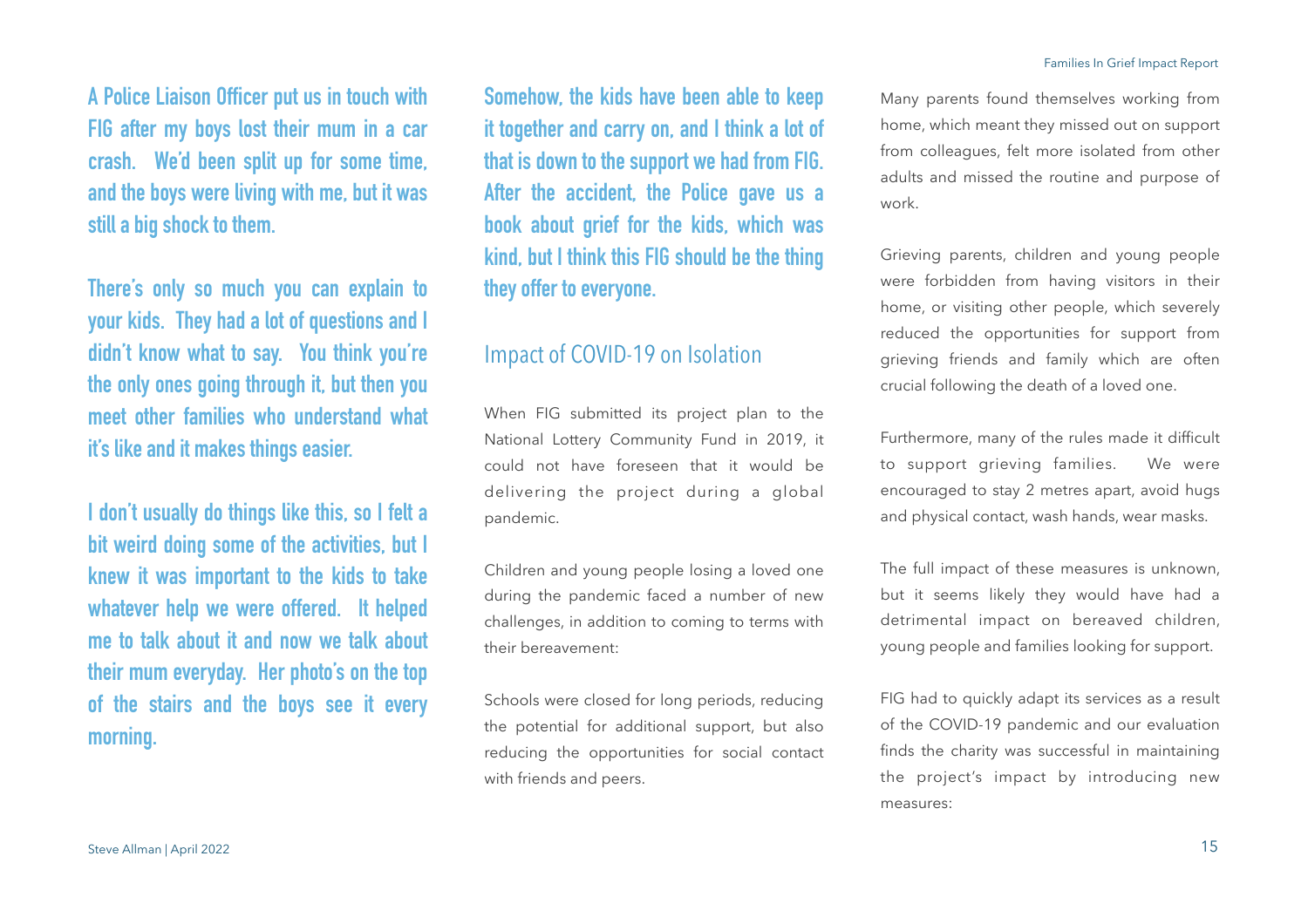**A Police Liaison Officer put us in touch with FIG after my boys lost their mum in a car crash. We'd been split up for some time, and the boys were living with me, but it was still a big shock to them.**

**There's only so much you can explain to your kids. They had a lot of questions and I didn't know what to say. You think you're the only ones going through it, but then you meet other families who understand what it's like and it makes things easier.**

**I don't usually do things like this, so I felt a bit weird doing some of the activities, but I knew it was important to the kids to take whatever help we were offered. It helped me to talk about it and now we talk about their mum everyday. Her photo's on the top of the stairs and the boys see it every morning.**

**Somehow, the kids have been able to keep it together and carry on, and I think a lot of that is down to the support we had from FIG. After the accident, the Police gave us a book about grief for the kids, which was kind, but I think this FIG should be the thing they offer to everyone.**

## Impact of COVID-19 on Isolation

When FIG submitted its project plan to the National Lottery Community Fund in 2019, it could not have foreseen that it would be delivering the project during a global pandemic.

Children and young people losing a loved one during the pandemic faced a number of new challenges, in addition to coming to terms with their bereavement:

Schools were closed for long periods, reducing the potential for additional support, but also reducing the opportunities for social contact with friends and peers.

Many parents found themselves working from home, which meant they missed out on support from colleagues, felt more isolated from other adults and missed the routine and purpose of work.

Grieving parents, children and young people were forbidden from having visitors in their home, or visiting other people, which severely reduced the opportunities for support from grieving friends and family which are often crucial following the death of a loved one.

Furthermore, many of the rules made it difficult to support grieving families. We were encouraged to stay 2 metres apart, avoid hugs and physical contact, wash hands, wear masks.

The full impact of these measures is unknown, but it seems likely they would have had a detrimental impact on bereaved children, young people and families looking for support.

FIG had to quickly adapt its services as a result of the COVID-19 pandemic and our evaluation finds the charity was successful in maintaining the project's impact by introducing new measures: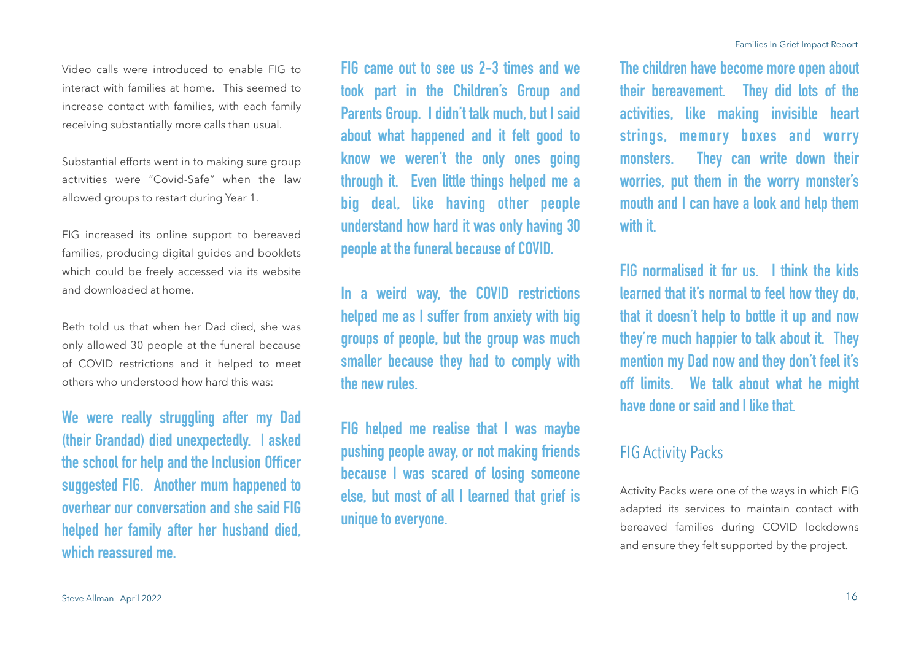Video calls were introduced to enable FIG to interact with families at home. This seemed to increase contact with families, with each family receiving substantially more calls than usual.

Substantial efforts went in to making sure group activities were "Covid-Safe" when the law allowed groups to restart during Year 1.

FIG increased its online support to bereaved families, producing digital guides and booklets which could be freely accessed via its website and downloaded at home.

Beth told us that when her Dad died, she was only allowed 30 people at the funeral because of COVID restrictions and it helped to meet others who understood how hard this was:

**We were really struggling after my Dad (their Grandad) died unexpectedly. I asked the school for help and the Inclusion Officer suggested FIG. Another mum happened to overhear our conversation and she said FIG helped her family after her husband died, which reassured me.**

**FIG came out to see us 2-3 times and we took part in the Children's Group and Parents Group. I didn't talk much, but I said about what happened and it felt good to know we weren't the only ones going through it. Even little things helped me a big deal, like having other people understand how hard it was only having 30 people at the funeral because of COVID.**

**In a weird way, the COVID restrictions helped me as I suffer from anxiety with big groups of people, but the group was much smaller because they had to comply with the new rules.**

**FIG helped me realise that I was maybe pushing people away, or not making friends because I was scared of losing someone else, but most of all I learned that grief is unique to everyone.**

**The children have become more open about their bereavement. They did lots of the activities, like making invisible heart strings, memory boxes and worry monsters. They can write down their worries, put them in the worry monster's mouth and I can have a look and help them with it.**

**FIG normalised it for us. I think the kids learned that it's normal to feel how they do, that it doesn't help to bottle it up and now they're much happier to talk about it. They mention my Dad now and they don't feel it's off limits. We talk about what he might have done or said and I like that.**

## FIG Activity Packs

Activity Packs were one of the ways in which FIG adapted its services to maintain contact with bereaved families during COVID lockdowns and ensure they felt supported by the project.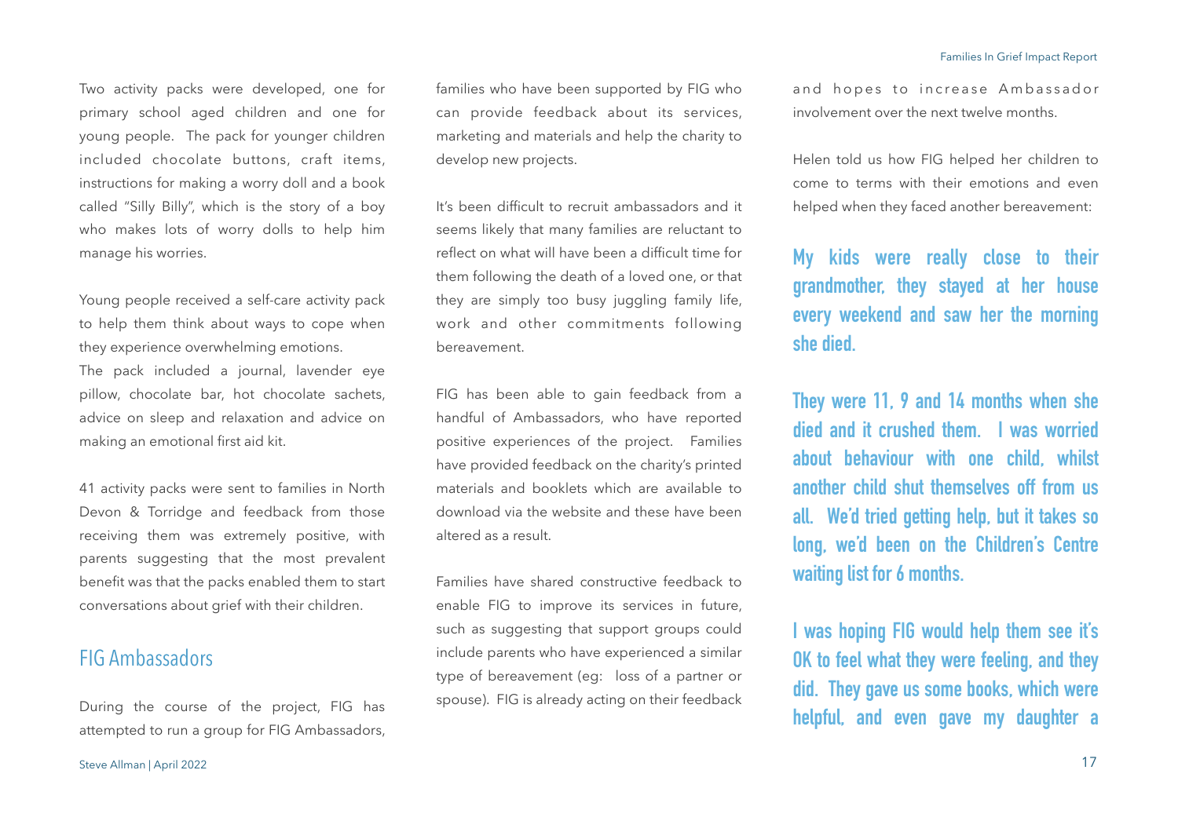Two activity packs were developed, one for primary school aged children and one for young people. The pack for younger children included chocolate buttons, craft items, instructions for making a worry doll and a book called "Silly Billy", which is the story of a boy who makes lots of worry dolls to help him manage his worries.

Young people received a self-care activity pack to help them think about ways to cope when they experience overwhelming emotions. The pack included a journal, lavender eye pillow, chocolate bar, hot chocolate sachets, advice on sleep and relaxation and advice on making an emotional first aid kit.

41 activity packs were sent to families in North Devon & Torridge and feedback from those receiving them was extremely positive, with parents suggesting that the most prevalent benefit was that the packs enabled them to start conversations about grief with their children.

## FIG Ambassadors

During the course of the project, FIG has attempted to run a group for FIG Ambassadors, families who have been supported by FIG who can provide feedback about its services, marketing and materials and help the charity to develop new projects.

It's been difficult to recruit ambassadors and it seems likely that many families are reluctant to reflect on what will have been a difficult time for them following the death of a loved one, or that they are simply too busy juggling family life, work and other commitments following bereavement.

FIG has been able to gain feedback from a handful of Ambassadors, who have reported positive experiences of the project. Families have provided feedback on the charity's printed materials and booklets which are available to download via the website and these have been altered as a result.

Families have shared constructive feedback to enable FIG to improve its services in future, such as suggesting that support groups could include parents who have experienced a similar type of bereavement (eg: loss of a partner or spouse). FIG is already acting on their feedback and hopes to increase Ambassador involvement over the next twelve months.

Helen told us how FIG helped her children to come to terms with their emotions and even helped when they faced another bereavement:

**My kids were really close to their grandmother, they stayed at her house every weekend and saw her the morning she died.**

**They were 11, 9 and 14 months when she died and it crushed them. I was worried about behaviour with one child, whilst another child shut themselves off from us all. We'd tried getting help, but it takes so long, we'd been on the Children's Centre waiting list for 6 months.**

**I was hoping FIG would help them see it's OK to feel what they were feeling, and they did. They gave us some books, which were helpful, and even gave my daughter a**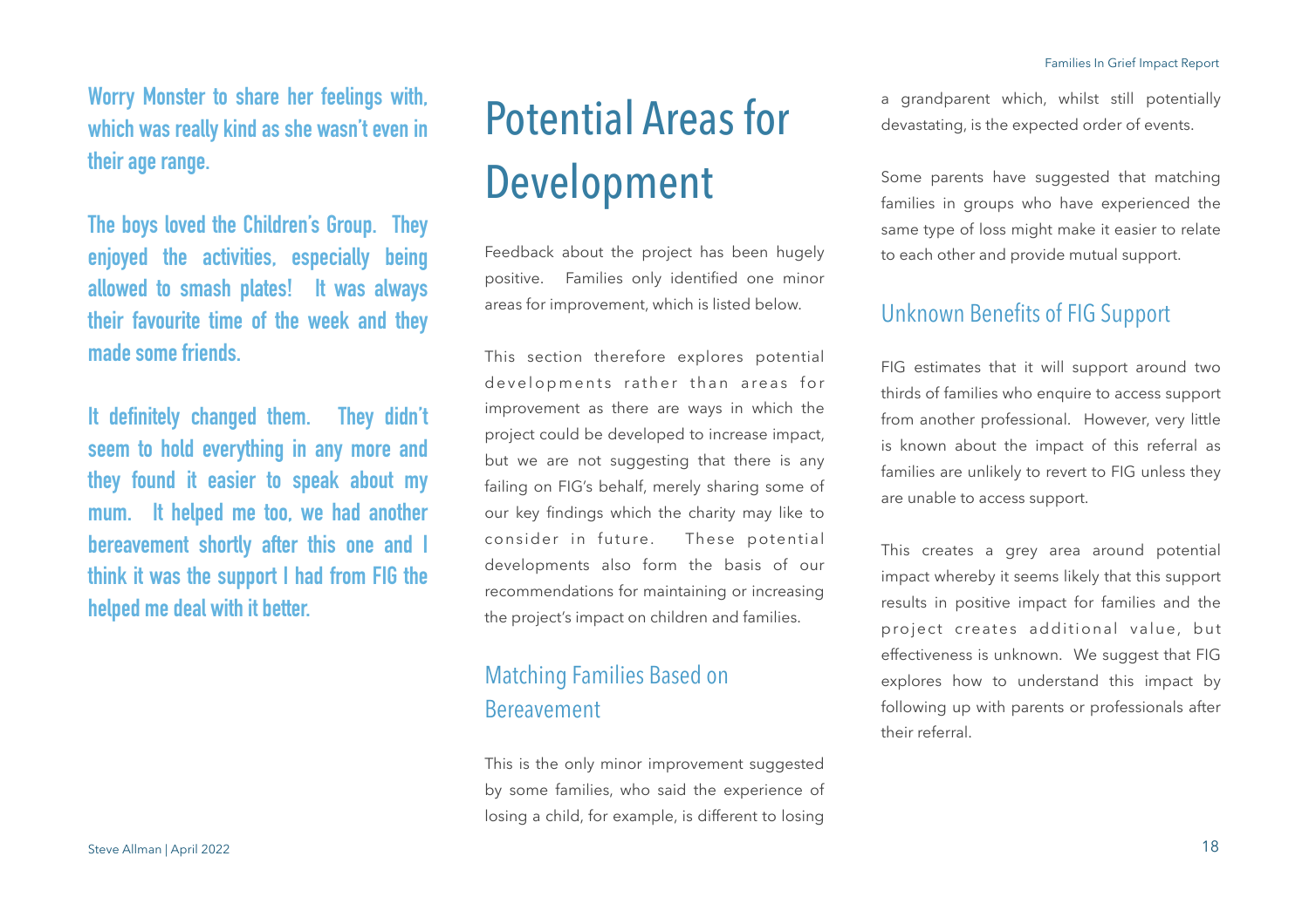**Worry Monster to share her feelings with, which was really kind as she wasn't even in their age range.**

**The boys loved the Children's Group. They enjoyed the activities, especially being allowed to smash plates! It was always their favourite time of the week and they made some friends.**

**It definitely changed them. They didn't seem to hold everything in any more and they found it easier to speak about my mum. It helped me too, we had another bereavement shortly after this one and I think it was the support I had from FIG the helped me deal with it better.**

# Potential Areas for Development

Feedback about the project has been hugely positive. Families only identified one minor areas for improvement, which is listed below.

This section therefore explores potential developments rather than areas for improvement as there are ways in which the project could be developed to increase impact, but we are not suggesting that there is any failing on FIG's behalf, merely sharing some of our key findings which the charity may like to consider in future. These potential developments also form the basis of our recommendations for maintaining or increasing the project's impact on children and families.

## Matching Families Based on Bereavement

This is the only minor improvement suggested by some families, who said the experience of losing a child, for example, is different to losing a grandparent which, whilst still potentially devastating, is the expected order of events.

Some parents have suggested that matching families in groups who have experienced the same type of loss might make it easier to relate to each other and provide mutual support.

## Unknown Benefits of FIG Support

FIG estimates that it will support around two thirds of families who enquire to access support from another professional. However, very little is known about the impact of this referral as families are unlikely to revert to FIG unless they are unable to access support.

This creates a grey area around potential impact whereby it seems likely that this support results in positive impact for families and the project creates additional value, but effectiveness is unknown. We suggest that FIG explores how to understand this impact by following up with parents or professionals after their referral.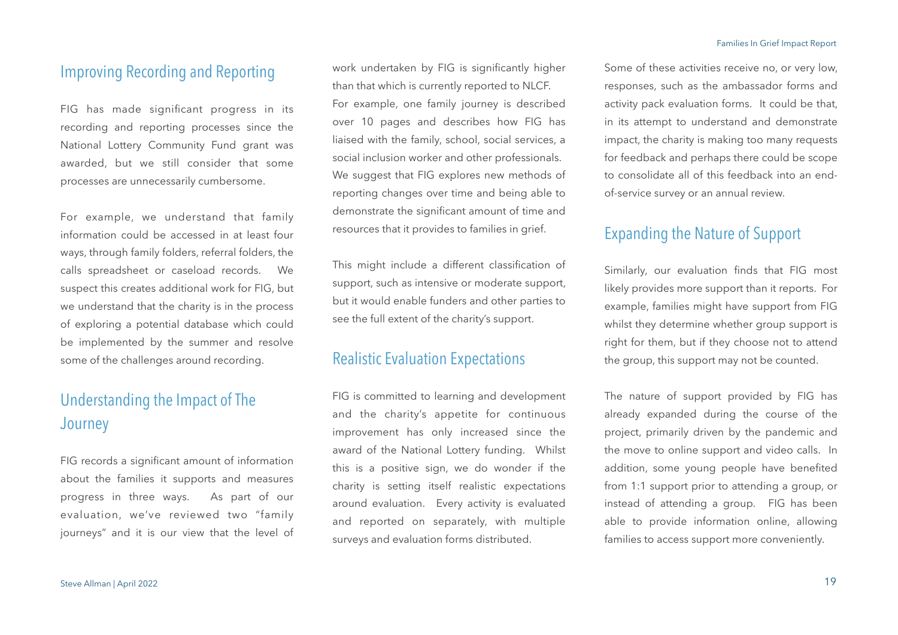## Improving Recording and Reporting

FIG has made significant progress in its recording and reporting processes since the National Lottery Community Fund grant was awarded, but we still consider that some processes are unnecessarily cumbersome.

For example, we understand that family information could be accessed in at least four ways, through family folders, referral folders, the calls spreadsheet or caseload records. We suspect this creates additional work for FIG, but we understand that the charity is in the process of exploring a potential database which could be implemented by the summer and resolve some of the challenges around recording.

## Understanding the Impact of The Journey

FIG records a significant amount of information about the families it supports and measures progress in three ways. As part of our evaluation, we've reviewed two "family journeys" and it is our view that the level of work undertaken by FIG is significantly higher than that which is currently reported to NLCF. For example, one family journey is described over 10 pages and describes how FIG has liaised with the family, school, social services, a social inclusion worker and other professionals. We suggest that FIG explores new methods of reporting changes over time and being able to demonstrate the significant amount of time and resources that it provides to families in grief.

This might include a different classification of support, such as intensive or moderate support, but it would enable funders and other parties to see the full extent of the charity's support.

## Realistic Evaluation Expectations

FIG is committed to learning and development and the charity's appetite for continuous improvement has only increased since the award of the National Lottery funding. Whilst this is a positive sign, we do wonder if the charity is setting itself realistic expectations around evaluation. Every activity is evaluated and reported on separately, with multiple surveys and evaluation forms distributed.

Some of these activities receive no, or very low, responses, such as the ambassador forms and activity pack evaluation forms. It could be that, in its attempt to understand and demonstrate impact, the charity is making too many requests for feedback and perhaps there could be scope to consolidate all of this feedback into an end-of-service survey or an annual review.

## Expanding the Nature of Support

Similarly, our evaluation finds that FIG most likely provides more support than it reports. For example, families might have support from FIG whilst they determine whether group support is right for them, but if they choose not to attend the group, this support may not be counted.

The nature of support provided by FIG has already expanded during the course of the project, primarily driven by the pandemic and the move to online support and video calls. In addition, some young people have benefited from 1:1 support prior to attending a group, or instead of attending a group. FIG has been able to provide information online, allowing families to access support more conveniently.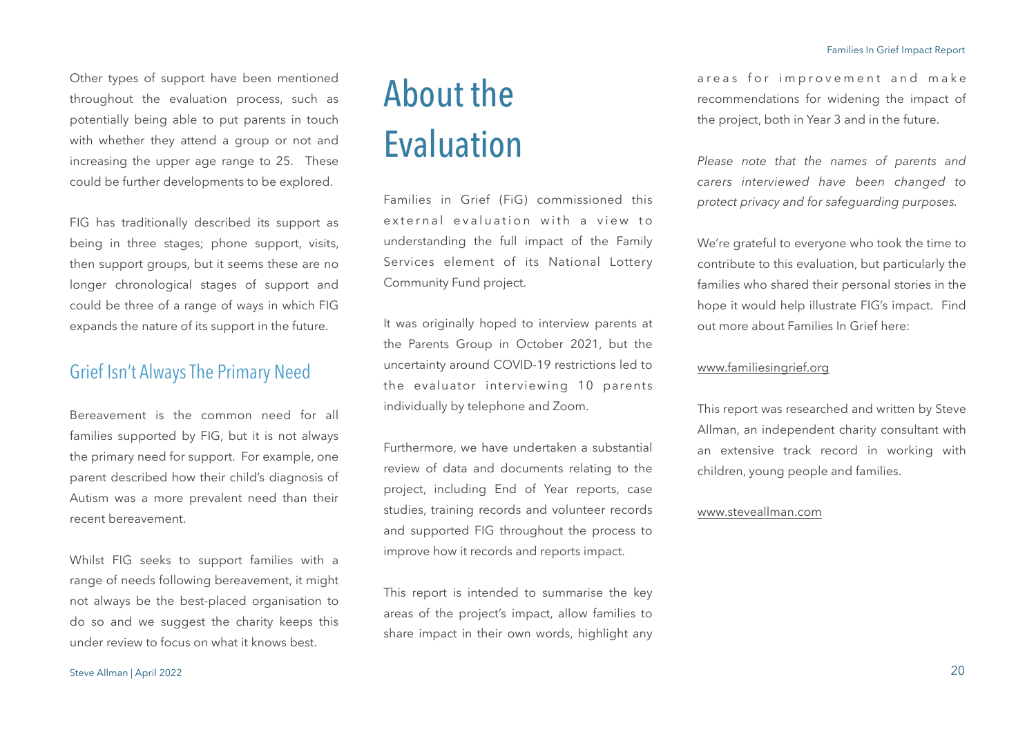Other types of support have been mentioned throughout the evaluation process, such as potentially being able to put parents in touch with whether they attend a group or not and increasing the upper age range to 25. These could be further developments to be explored.

FIG has traditionally described its support as being in three stages; phone support, visits, then support groups, but it seems these are no longer chronological stages of support and could be three of a range of ways in which FIG expands the nature of its support in the future.

## Grief Isn't Always The Primary Need

Bereavement is the common need for all families supported by FIG, but it is not always the primary need for support. For example, one parent described how their child's diagnosis of Autism was a more prevalent need than their recent bereavement.

Whilst FIG seeks to support families with a range of needs following bereavement, it might not always be the best-placed organisation to do so and we suggest the charity keeps this under review to focus on what it knows best.

# About the Evaluation

Families in Grief (FiG) commissioned this external evaluation with a view to understanding the full impact of the Family Services element of its National Lottery Community Fund project.

It was originally hoped to interview parents at the Parents Group in October 2021, but the uncertainty around COVID-19 restrictions led to the evaluator interviewing 10 parents individually by telephone and Zoom.

Furthermore, we have undertaken a substantial review of data and documents relating to the project, including End of Year reports, case studies, training records and volunteer records and supported FIG throughout the process to improve how it records and reports impact.

This report is intended to summarise the key areas of the project's impact, allow families to share impact in their own words, highlight any areas for improvement and make recommendations for widening the impact of the project, both in Year 3 and in the future.

*Please note that the names of parents and carers interviewed have been changed to protect privacy and for safeguarding purposes.*

We're grateful to everyone who took the time to contribute to this evaluation, but particularly the families who shared their personal stories in the hope it would help illustrate FIG's impact. Find out more about Families In Grief here:

www.familiesingrief.org

This report was researched and written by Steve Allman, an independent charity consultant with an extensive track record in working with children, young people and families.

www.steveallman.com